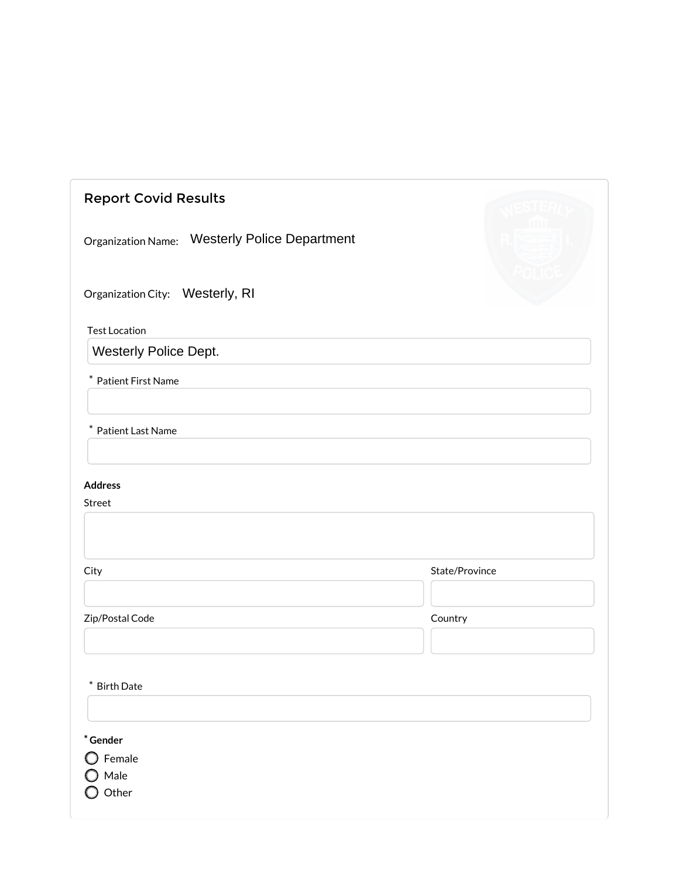## Report Covid Results

Organization Name: Westerly Police Department

Organization City: Westerly, RI

Test Location

Westerly Police Dept.

* Patient First Name

* Patient Last Name

**Address**

Street

City

State/Province

Zip/Postal Code

Country

* Birth Date

**\* Gender**

- ○ Female
- ○ Male
- ○ Other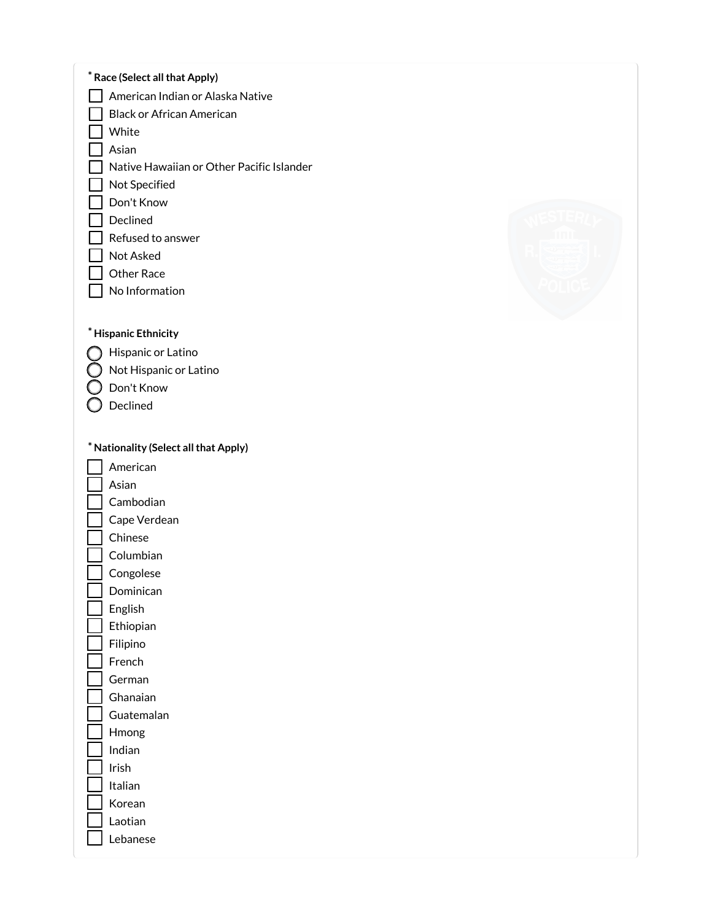**\* Race (Select all that Apply)**

- [ ] American Indian or Alaska Native
- [ ] Black or African American
- [ ] White
- [ ] Asian
- [ ] Native Hawaiian or Other Pacific Islander
- [ ] Not Specified
- [ ] Don't Know
- [ ] Declined
- [ ] Refused to answer
- [ ] Not Asked
- [ ] Other Race
- [ ] No Information

**\* Hispanic Ethnicity**

- ◯ Hispanic or Latino
- ◯ Not Hispanic or Latino
- ◯ Don't Know
- ◯ Declined

**\* Nationality (Select all that Apply)**

- [ ] American
- [ ] Asian
- [ ] Cambodian
- [ ] Cape Verdean
- [ ] Chinese
- [ ] Columbian
- [ ] Congolese
- [ ] Dominican
- [ ] English
- [ ] Ethiopian
- [ ] Filipino
- [ ] French
- [ ] German
- [ ] Ghanaian
- [ ] Guatemalan
- [ ] Hmong
- [ ] Indian
- [ ] Irish
- [ ] Italian
- [ ] Korean
- [ ] Laotian
- [ ] Lebanese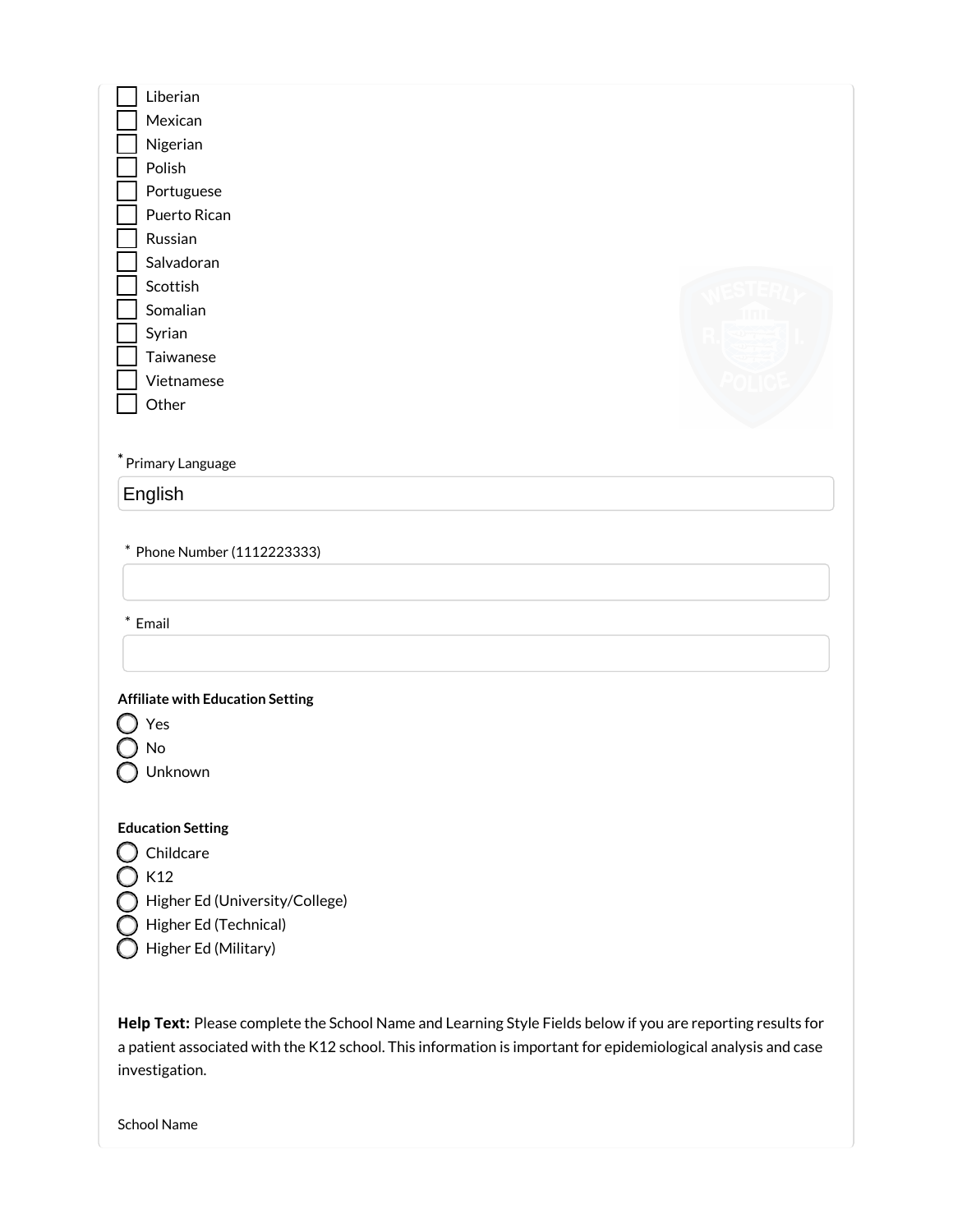- [ ] Liberian
- [ ] Mexican
- [ ] Nigerian
- [ ] Polish
- [ ] Portuguese
- [ ] Puerto Rican
- [ ] Russian
- [ ] Salvadoran
- [ ] Scottish
- [ ] Somalian
- [ ] Syrian
- [ ] Taiwanese
- [ ] Vietnamese
- [ ] Other

* Primary Language

English

* Phone Number (1112223333)

* Email

**Affiliate with Education Setting**

- ( ) Yes
- ( ) No
- ( ) Unknown

**Education Setting**

- ( ) Childcare
- ( ) K12
- ( ) Higher Ed (University/College)
- ( ) Higher Ed (Technical)
- ( ) Higher Ed (Military)

**Help Text:** Please complete the School Name and Learning Style Fields below if you are reporting results for a patient associated with the K12 school. This information is important for epidemiological analysis and case investigation.

School Name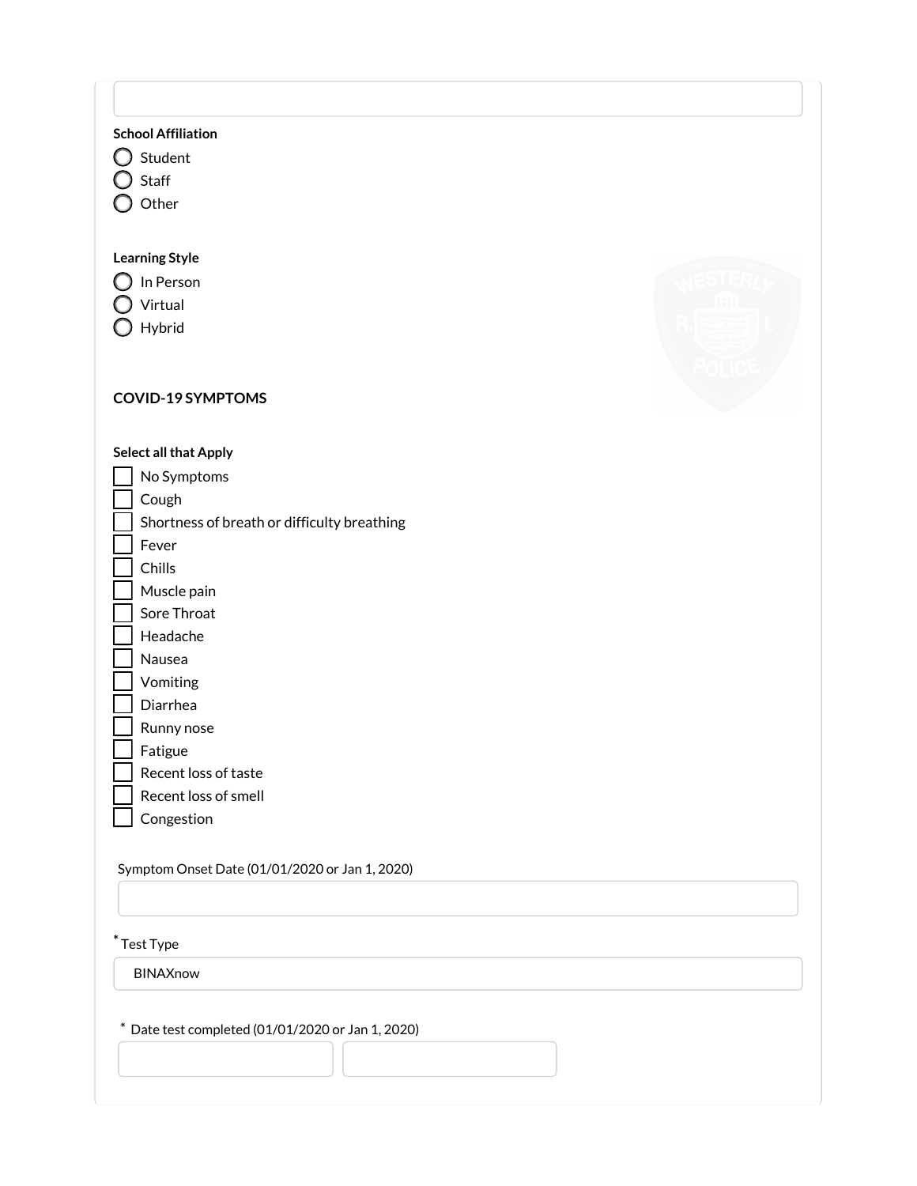**School Affiliation**

- ◯ Student
- ◯ Staff
- ◯ Other

**Learning Style**

- ◯ In Person
- ◯ Virtual
- ◯ Hybrid

**COVID-19 SYMPTOMS**

**Select all that Apply**

- [ ] No Symptoms
- [ ] Cough
- [ ] Shortness of breath or difficulty breathing
- [ ] Fever
- [ ] Chills
- [ ] Muscle pain
- [ ] Sore Throat
- [ ] Headache
- [ ] Nausea
- [ ] Vomiting
- [ ] Diarrhea
- [ ] Runny nose
- [ ] Fatigue
- [ ] Recent loss of taste
- [ ] Recent loss of smell
- [ ] Congestion

Symptom Onset Date (01/01/2020 or Jan 1, 2020)

\* Test Type

BINAXnow

\* Date test completed (01/01/2020 or Jan 1, 2020)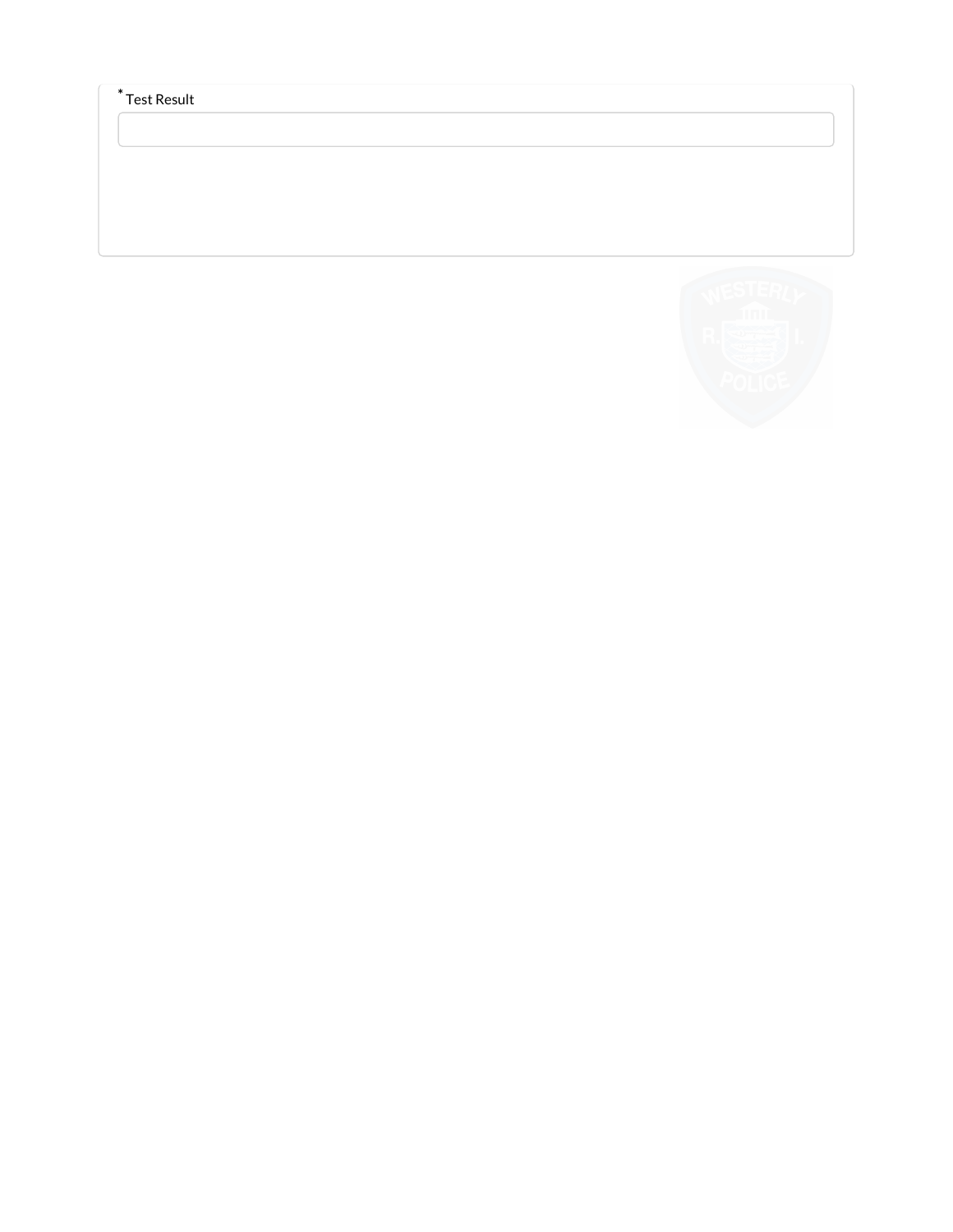* Test Result